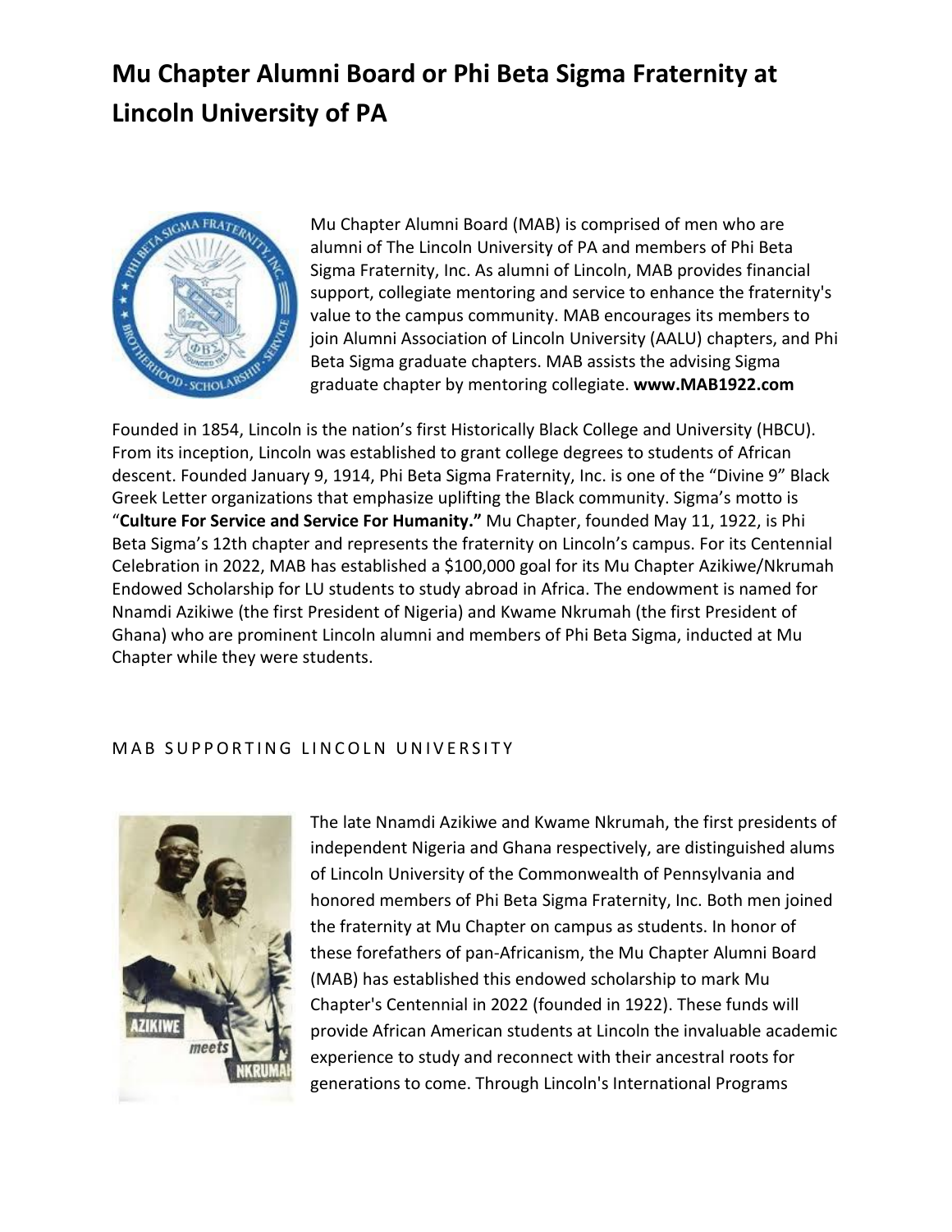# Mu Chapter Alumni Board or Phi Beta Sigma Fraternity at Lincoln University of PA

Mu Chapter Alumni Board (MAB) is comprised of men who are alumni of The Lincoln University of PA and members of Phi Beta Sigma Fraternity, Inc. As alumni of Lincoln, MAB provides financial support, collegiate mentoring and service to enhance the fraternity's value to the campus community. MAB encourages its members to join Alumni Association of Lincoln University (AALU) chapters, and Phi Beta Sigma graduate chapters. MAB assists the advising Sigma graduate chapter by mentoring collegiate. **www.MAB1922.com**

Founded in 1854, Lincoln is the nation's first Historically Black College and University (HBCU). From its inception, Lincoln was established to grant college degrees to students of African descent. Founded January 9, 1914, Phi Beta Sigma Fraternity, Inc. is one of the "Divine 9" Black Greek Letter organizations that emphasize uplifting the Black community. Sigma's motto is "**Culture For Service and Service For Humanity."** Mu Chapter, founded May 11, 1922, is Phi Beta Sigma's 12th chapter and represents the fraternity on Lincoln's campus. For its Centennial Celebration in 2022, MAB has established a $100,000 goal for its Mu Chapter Azikiwe/Nkrumah Endowed Scholarship for LU students to study abroad in Africa. The endowment is named for Nnamdi Azikiwe (the first President of Nigeria) and Kwame Nkrumah (the first President of Ghana) who are prominent Lincoln alumni and members of Phi Beta Sigma, inducted at Mu Chapter while they were students.

## MAB SUPPORTING LINCOLN UNIVERSITY

The late Nnamdi Azikiwe and Kwame Nkrumah, the first presidents of independent Nigeria and Ghana respectively, are distinguished alums of Lincoln University of the Commonwealth of Pennsylvania and honored members of Phi Beta Sigma Fraternity, Inc. Both men joined the fraternity at Mu Chapter on campus as students. In honor of these forefathers of pan-Africanism, the Mu Chapter Alumni Board (MAB) has established this endowed scholarship to mark Mu Chapter's Centennial in 2022 (founded in 1922). These funds will provide African American students at Lincoln the invaluable academic experience to study and reconnect with their ancestral roots for generations to come. Through Lincoln's International Programs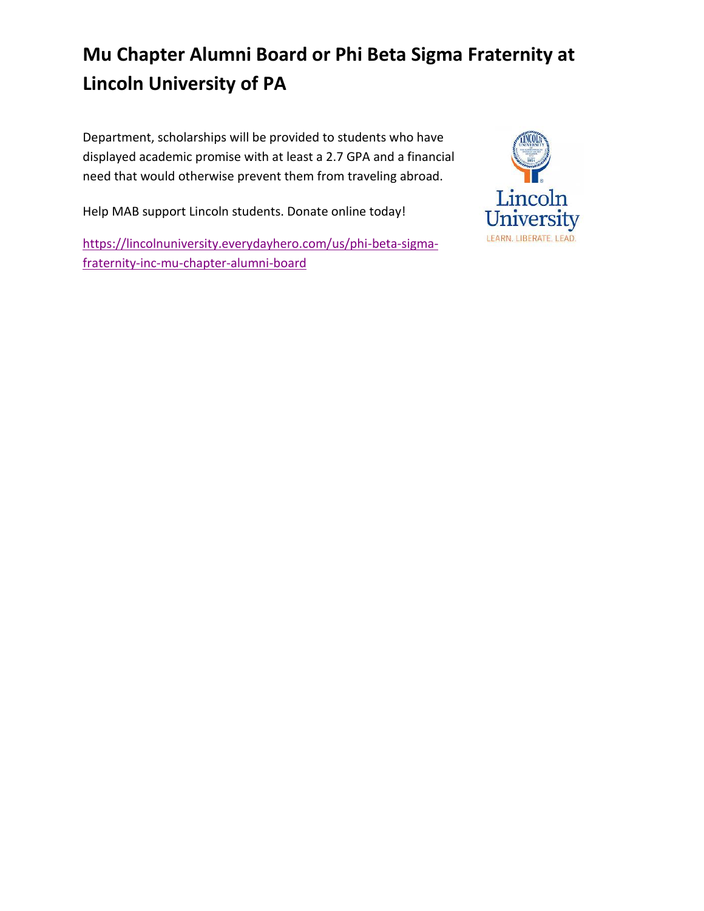# Mu Chapter Alumni Board or Phi Beta Sigma Fraternity at Lincoln University of PA

Department, scholarships will be provided to students who have displayed academic promise with at least a 2.7 GPA and a financial need that would otherwise prevent them from traveling abroad.

Help MAB support Lincoln students. Donate online today!

[https://lincolnuniversity.everydayhero.com/us/phi-beta-sigma-fraternity-inc-mu-chapter-alumni-board](https://lincolnuniversity.everydayhero.com/us/phi-beta-sigma-fraternity-inc-mu-chapter-alumni-board)